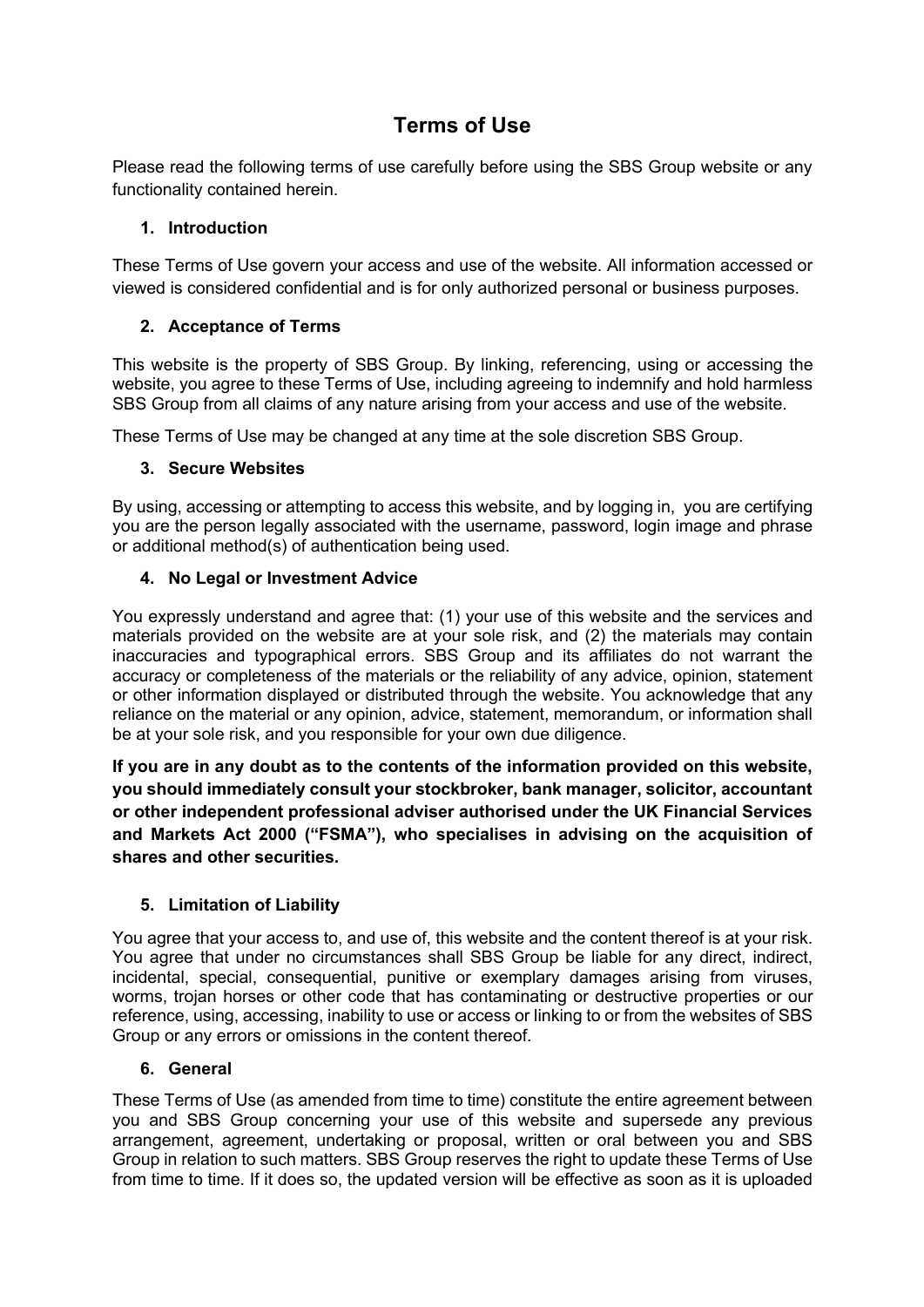# Terms of Use

Please read the following terms of use carefully before using the SBS Group website or any functionality contained herein.

## 1. Introduction

These Terms of Use govern your access and use of the website. All information accessed or viewed is considered confidential and is for only authorized personal or business purposes.

## 2. Acceptance of Terms

This website is the property of SBS Group. By linking, referencing, using or accessing the website, you agree to these Terms of Use, including agreeing to indemnify and hold harmless SBS Group from all claims of any nature arising from your access and use of the website.

These Terms of Use may be changed at any time at the sole discretion SBS Group.

## 3. Secure Websites

By using, accessing or attempting to access this website, and by logging in, you are certifying you are the person legally associated with the username, password, login image and phrase or additional method(s) of authentication being used.

## 4. No Legal or Investment Advice

You expressly understand and agree that: (1) your use of this website and the services and materials provided on the website are at your sole risk, and (2) the materials may contain inaccuracies and typographical errors. SBS Group and its affiliates do not warrant the accuracy or completeness of the materials or the reliability of any advice, opinion, statement or other information displayed or distributed through the website. You acknowledge that any reliance on the material or any opinion, advice, statement, memorandum, or information shall be at your sole risk, and you responsible for your own due diligence.

**If you are in any doubt as to the contents of the information provided on this website, you should immediately consult your stockbroker, bank manager, solicitor, accountant or other independent professional adviser authorised under the UK Financial Services and Markets Act 2000 ("FSMA"), who specialises in advising on the acquisition of shares and other securities.**

## 5. Limitation of Liability

You agree that your access to, and use of, this website and the content thereof is at your risk. You agree that under no circumstances shall SBS Group be liable for any direct, indirect, incidental, special, consequential, punitive or exemplary damages arising from viruses, worms, trojan horses or other code that has contaminating or destructive properties or our reference, using, accessing, inability to use or access or linking to or from the websites of SBS Group or any errors or omissions in the content thereof.

## 6. General

These Terms of Use (as amended from time to time) constitute the entire agreement between you and SBS Group concerning your use of this website and supersede any previous arrangement, agreement, undertaking or proposal, written or oral between you and SBS Group in relation to such matters. SBS Group reserves the right to update these Terms of Use from time to time. If it does so, the updated version will be effective as soon as it is uploaded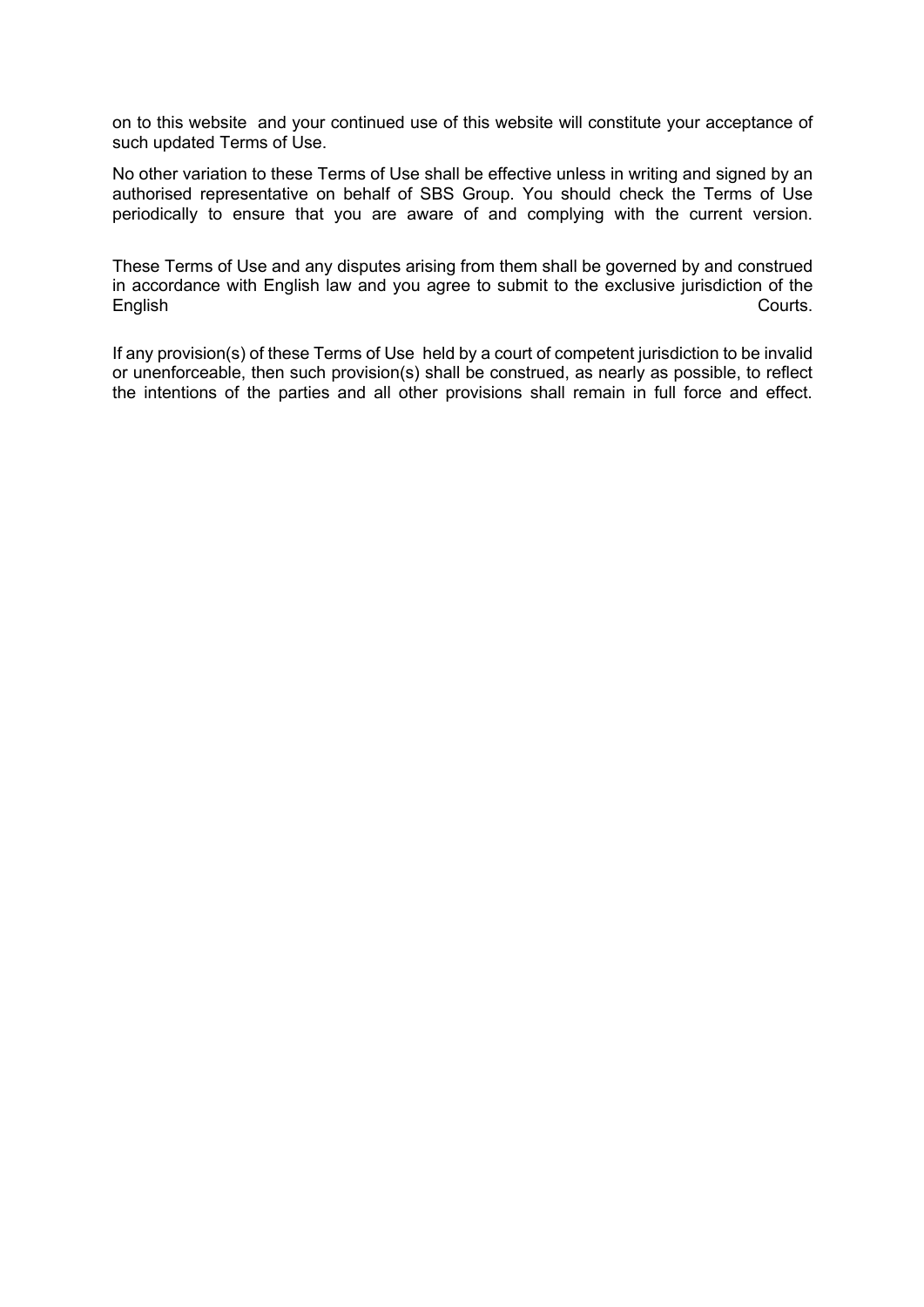on to this website and your continued use of this website will constitute your acceptance of such updated Terms of Use.

No other variation to these Terms of Use shall be effective unless in writing and signed by an authorised representative on behalf of SBS Group. You should check the Terms of Use periodically to ensure that you are aware of and complying with the current version.

These Terms of Use and any disputes arising from them shall be governed by and construed in accordance with English law and you agree to submit to the exclusive jurisdiction of the English Courts.

If any provision(s) of these Terms of Use held by a court of competent jurisdiction to be invalid or unenforceable, then such provision(s) shall be construed, as nearly as possible, to reflect the intentions of the parties and all other provisions shall remain in full force and effect.